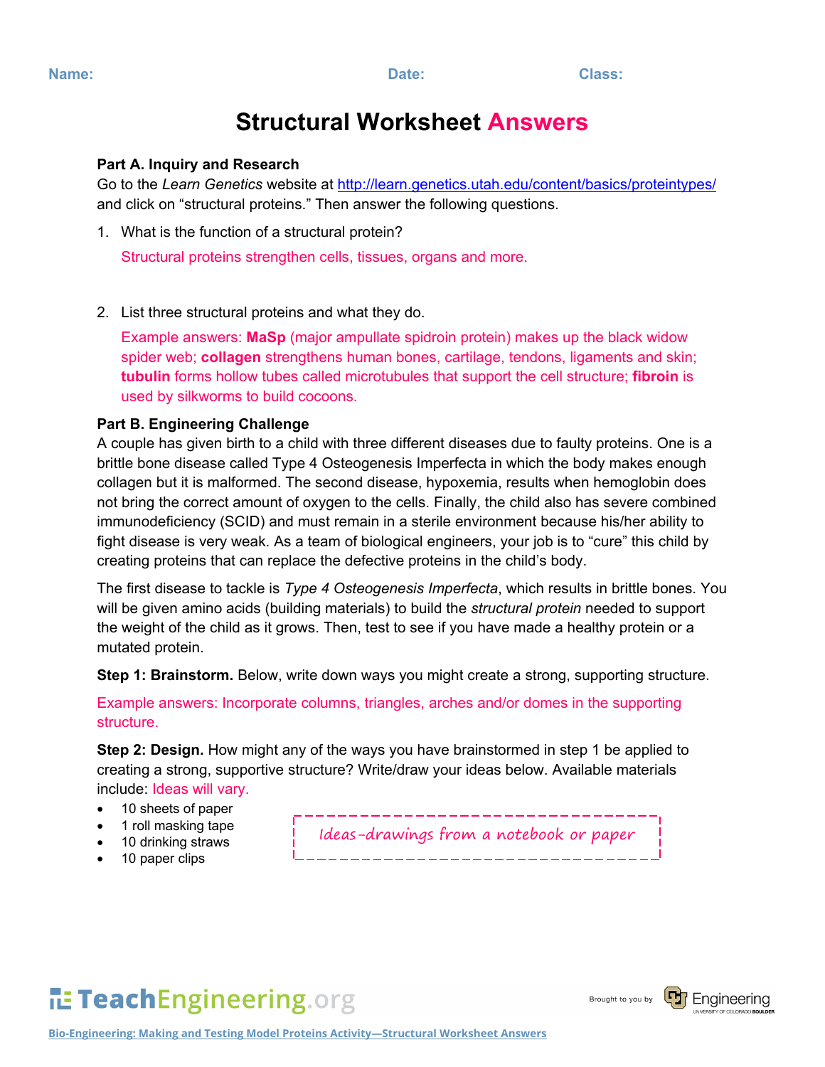Name: Date: Class:

# Structural Worksheet Answers

### Part A. Inquiry and Research

Go to the *Learn Genetics* website at http://learn.genetics.utah.edu/content/basics/proteintypes/ and click on "structural proteins." Then answer the following questions.

1. What is the function of a structural protein?

   Structural proteins strengthen cells, tissues, organs and more.

2. List three structural proteins and what they do.

   Example answers: **MaSp** (major ampullate spidroin protein) makes up the black widow spider web; **collagen** strengthens human bones, cartilage, tendons, ligaments and skin; **tubulin** forms hollow tubes called microtubules that support the cell structure; **fibroin** is used by silkworms to build cocoons.

### Part B. Engineering Challenge

A couple has given birth to a child with three different diseases due to faulty proteins. One is a brittle bone disease called Type 4 Osteogenesis Imperfecta in which the body makes enough collagen but it is malformed. The second disease, hypoxemia, results when hemoglobin does not bring the correct amount of oxygen to the cells. Finally, the child also has severe combined immunodeficiency (SCID) and must remain in a sterile environment because his/her ability to fight disease is very weak. As a team of biological engineers, your job is to "cure" this child by creating proteins that can replace the defective proteins in the child's body.

The first disease to tackle is *Type 4 Osteogenesis Imperfecta*, which results in brittle bones. You will be given amino acids (building materials) to build the *structural protein* needed to support the weight of the child as it grows. Then, test to see if you have made a healthy protein or a mutated protein.

**Step 1: Brainstorm.** Below, write down ways you might create a strong, supporting structure.

Example answers: Incorporate columns, triangles, arches and/or domes in the supporting structure.

**Step 2: Design.** How might any of the ways you have brainstormed in step 1 be applied to creating a strong, supportive structure? Write/draw your ideas below. Available materials include: Ideas will vary.

- 10 sheets of paper
- 1 roll masking tape
- 10 drinking straws
- 10 paper clips

Ideas–drawings from a notebook or paper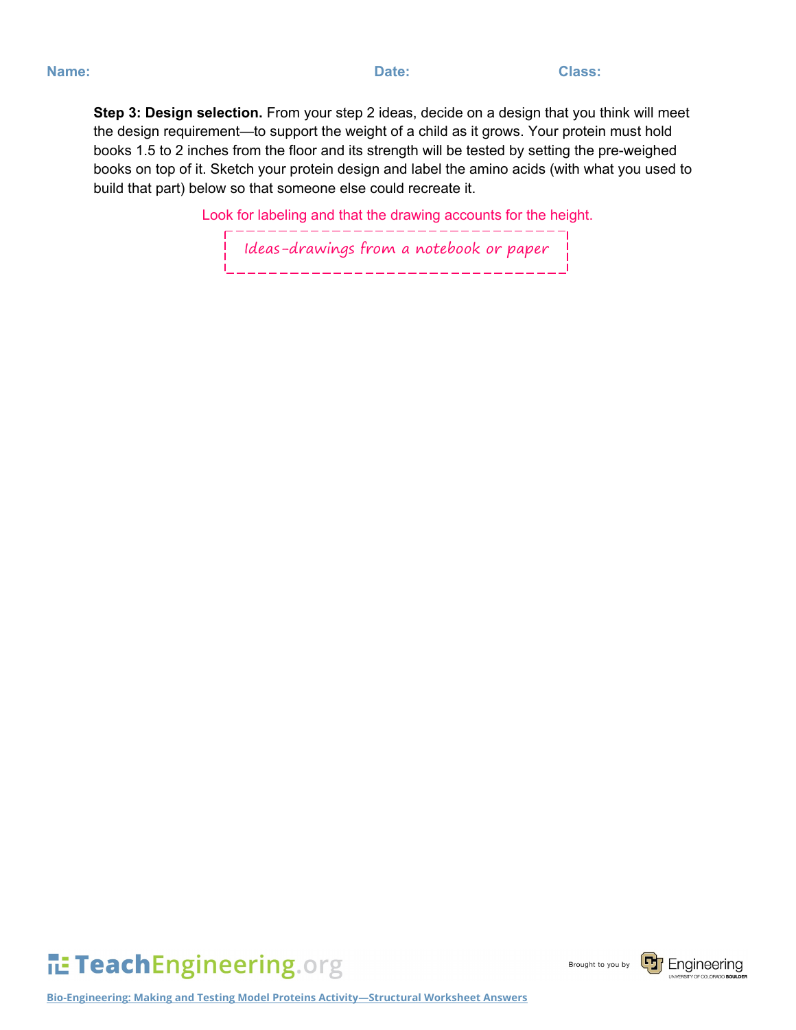**Name:** **Date:** **Class:**

**Step 3: Design selection.** From your step 2 ideas, decide on a design that you think will meet the design requirement—to support the weight of a child as it grows. Your protein must hold books 1.5 to 2 inches from the floor and its strength will be tested by setting the pre-weighed books on top of it. Sketch your protein design and label the amino acids (with what you used to build that part) below so that someone else could recreate it.

Look for labeling and that the drawing accounts for the height.

*Ideas-drawings from a notebook or paper*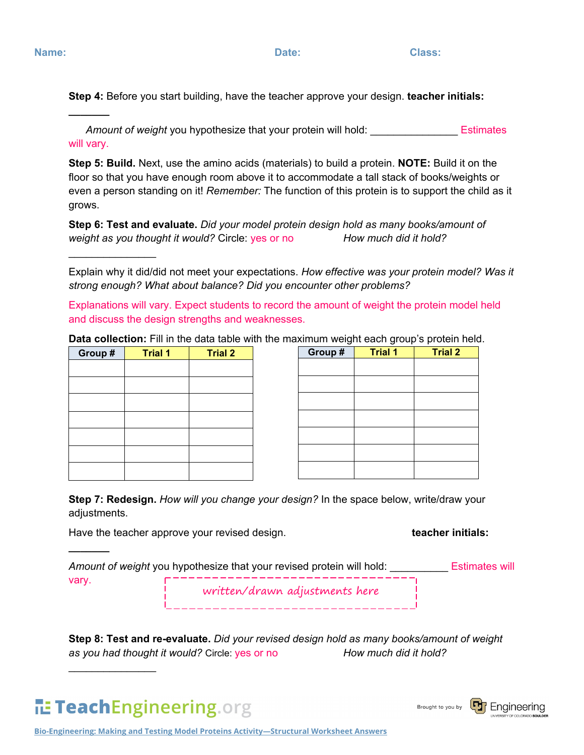Name: Date: Class:

**Step 4:** Before you start building, have the teacher approve your design. **teacher initials:** _______

*Amount of weight* you hypothesize that your protein will hold: _______________ Estimates will vary.

**Step 5: Build.** Next, use the amino acids (materials) to build a protein. **NOTE:** Build it on the floor so that you have enough room above it to accommodate a tall stack of books/weights or even a person standing on it! *Remember:* The function of this protein is to support the child as it grows.

**Step 6: Test and evaluate.** *Did your model protein design hold as many books/amount of weight as you thought it would?* Circle: yes or no *How much did it hold?* _______________

Explain why it did/did not meet your expectations. *How effective was your protein model? Was it strong enough? What about balance? Did you encounter other problems?*

Explanations will vary. Expect students to record the amount of weight the protein model held and discuss the design strengths and weaknesses.

**Data collection:** Fill in the data table with the maximum weight each group's protein held.

| Group # | Trial 1 | Trial 2 |
|---|---|---|
| | | |
| | | |
| | | |
| | | |
| | | |
| | | |
| | | |

| Group # | Trial 1 | Trial 2 |
|---|---|---|
| | | |
| | | |
| | | |
| | | |
| | | |
| | | |
| | | |

**Step 7: Redesign.** *How will you change your design?* In the space below, write/draw your adjustments.

Have the teacher approve your revised design. **teacher initials:** _______

*Amount of weight* you hypothesize that your revised protein will hold: __________ Estimates will vary.

written/drawn adjustments here

**Step 8: Test and re-evaluate.** *Did your revised design hold as many books/amount of weight as you had thought it would?* Circle: yes or no *How much did it hold?* _______________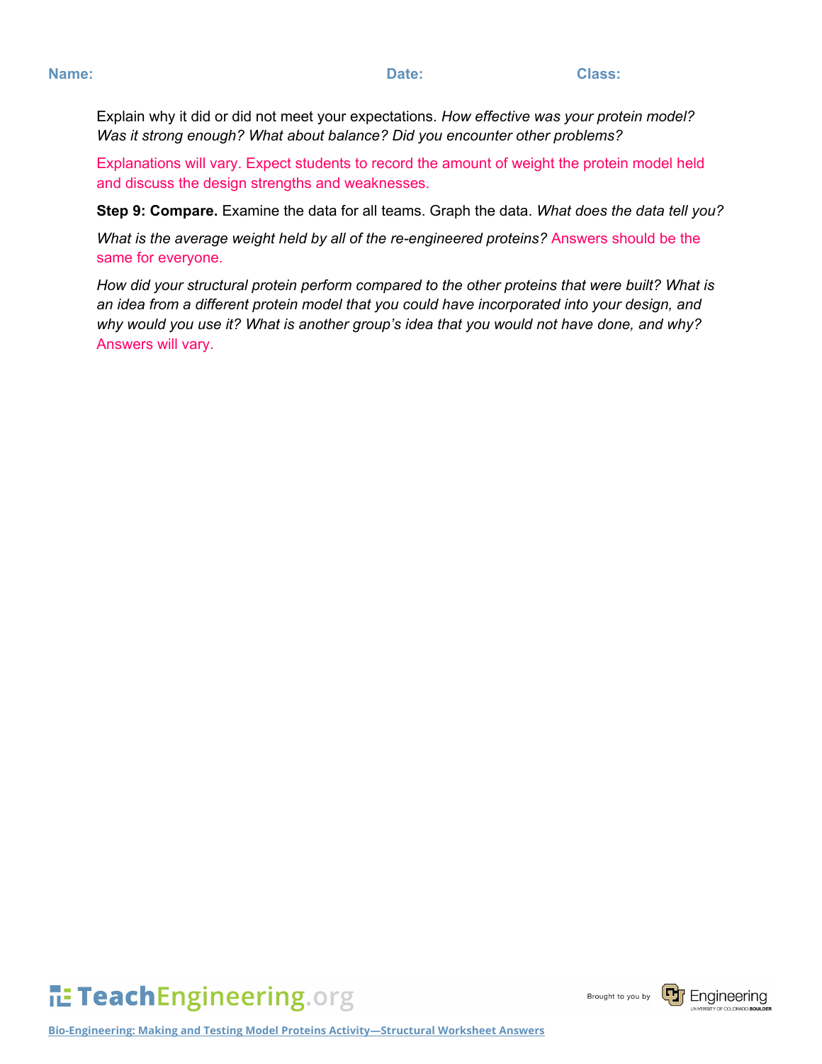**Name:** **Date:** **Class:**

Explain why it did or did not meet your expectations. *How effective was your protein model? Was it strong enough? What about balance? Did you encounter other problems?*

Explanations will vary. Expect students to record the amount of weight the protein model held and discuss the design strengths and weaknesses.

**Step 9: Compare.** Examine the data for all teams. Graph the data. *What does the data tell you?*

*What is the average weight held by all of the re-engineered proteins?* Answers should be the same for everyone.

*How did your structural protein perform compared to the other proteins that were built? What is an idea from a different protein model that you could have incorporated into your design, and why would you use it? What is another group's idea that you would not have done, and why?* Answers will vary.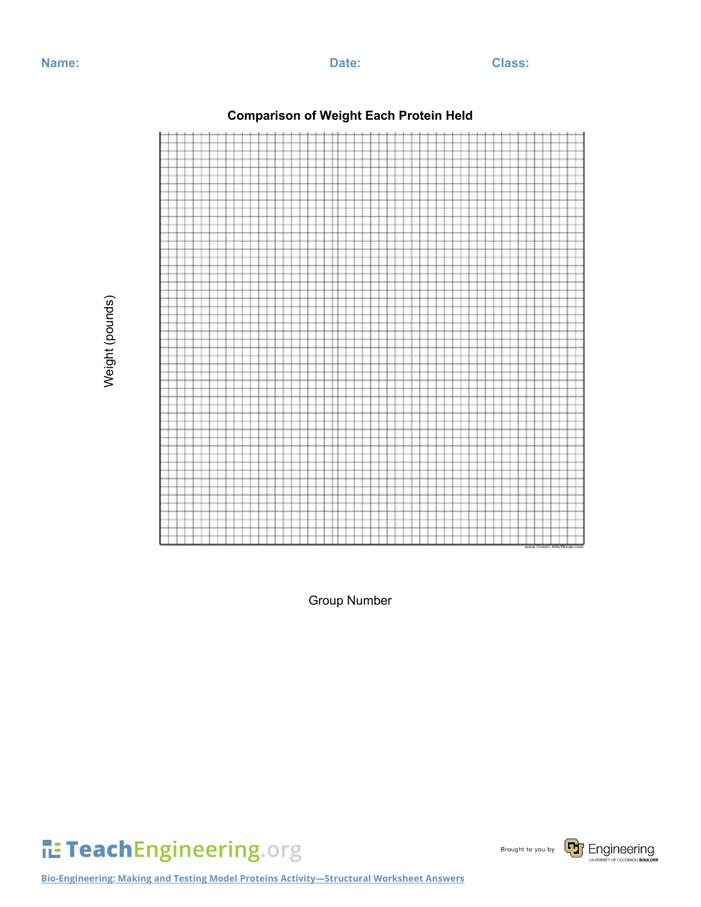**Name:** **Date:** **Class:**

**Comparison of Weight Each Protein Held**

Weight (pounds)

Group Number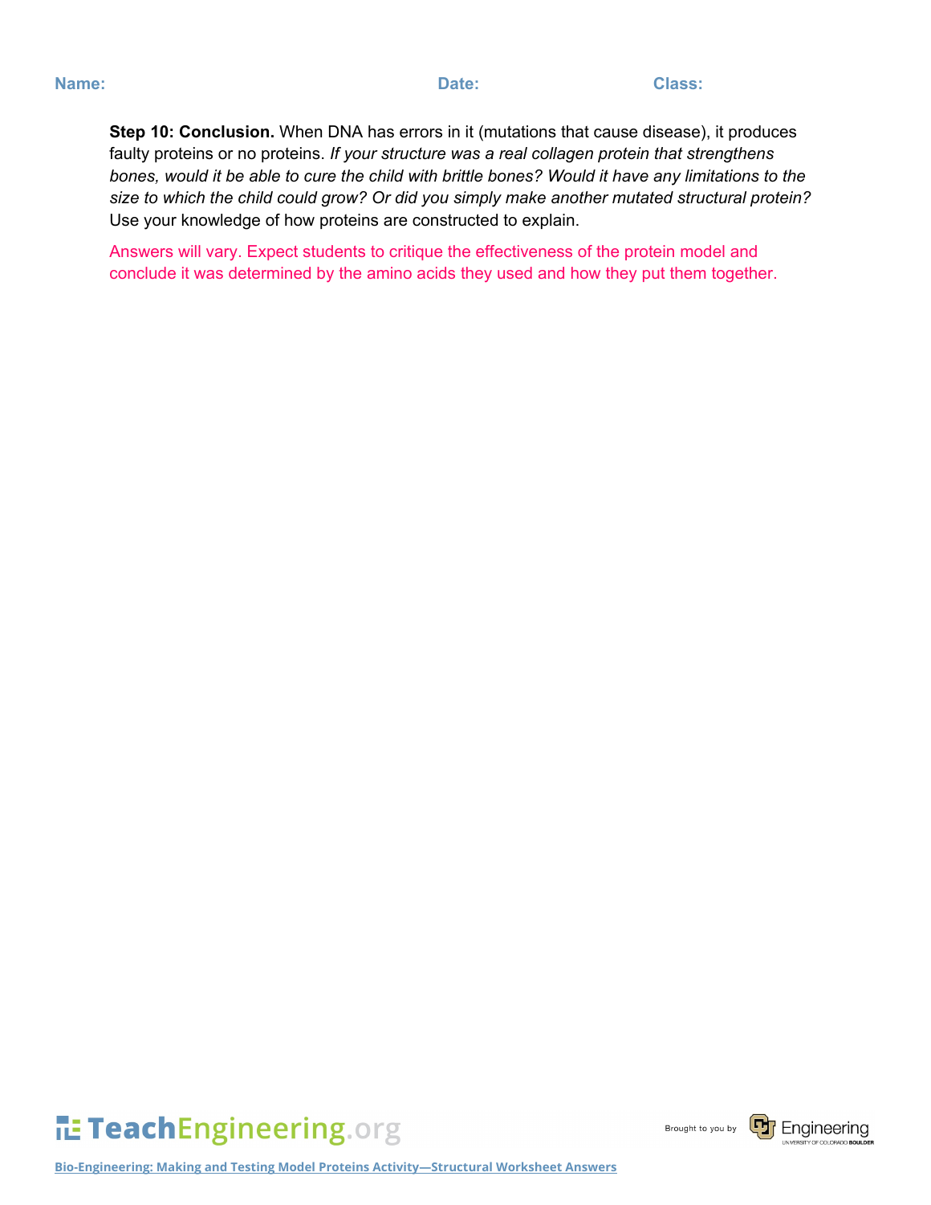**Name:** **Date:** **Class:**

**Step 10: Conclusion.** When DNA has errors in it (mutations that cause disease), it produces faulty proteins or no proteins. *If your structure was a real collagen protein that strengthens bones, would it be able to cure the child with brittle bones? Would it have any limitations to the size to which the child could grow? Or did you simply make another mutated structural protein?* Use your knowledge of how proteins are constructed to explain.

Answers will vary. Expect students to critique the effectiveness of the protein model and conclude it was determined by the amino acids they used and how they put them together.